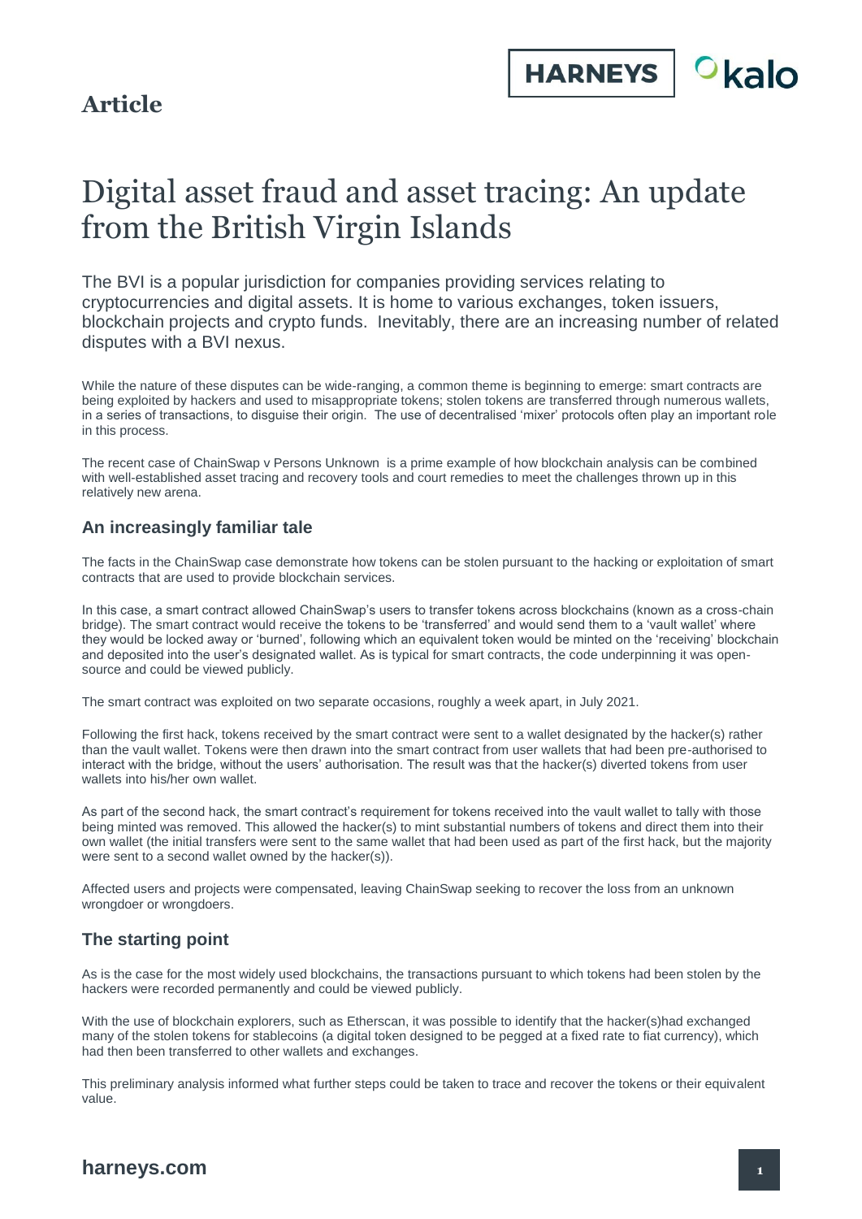Article

# Digital asset fraud and asset tracing: An update from the British Virgin Islands

The BVI is a popular jurisdiction for companies providing services relating to cryptocurrencies and digital assets. It is home to various exchanges, token issuers, blockchain projects and crypto funds. Inevitably, there are an increasing number of related disputes with a BVI nexus.

While the nature of these disputes can be wide-ranging, a common theme is beginning to emerge: smart contracts are being exploited by hackers and used to misappropriate tokens; stolen tokens are transferred through numerous wallets, in a series of transactions, to disguise their origin. The use of decentralised 'mixer' protocols often play an important role in this process.

The recent case of ChainSwap v Persons Unknown is a prime example of how blockchain analysis can be combined with well-established asset tracing and recovery tools and court remedies to meet the challenges thrown up in this relatively new arena.

## An increasingly familiar tale

The facts in the ChainSwap case demonstrate how tokens can be stolen pursuant to the hacking or exploitation of smart contracts that are used to provide blockchain services.

In this case, a smart contract allowed ChainSwap's users to transfer tokens across blockchains (known as a cross-chain bridge). The smart contract would receive the tokens to be 'transferred' and would send them to a 'vault wallet' where they would be locked away or 'burned', following which an equivalent token would be minted on the 'receiving' blockchain and deposited into the user's designated wallet. As is typical for smart contracts, the code underpinning it was open-source and could be viewed publicly.

The smart contract was exploited on two separate occasions, roughly a week apart, in July 2021.

Following the first hack, tokens received by the smart contract were sent to a wallet designated by the hacker(s) rather than the vault wallet. Tokens were then drawn into the smart contract from user wallets that had been pre-authorised to interact with the bridge, without the users' authorisation. The result was that the hacker(s) diverted tokens from user wallets into his/her own wallet.

As part of the second hack, the smart contract's requirement for tokens received into the vault wallet to tally with those being minted was removed. This allowed the hacker(s) to mint substantial numbers of tokens and direct them into their own wallet (the initial transfers were sent to the same wallet that had been used as part of the first hack, but the majority were sent to a second wallet owned by the hacker(s)).

Affected users and projects were compensated, leaving ChainSwap seeking to recover the loss from an unknown wrongdoer or wrongdoers.

## The starting point

As is the case for the most widely used blockchains, the transactions pursuant to which tokens had been stolen by the hackers were recorded permanently and could be viewed publicly.

With the use of blockchain explorers, such as Etherscan, it was possible to identify that the hacker(s)had exchanged many of the stolen tokens for stablecoins (a digital token designed to be pegged at a fixed rate to fiat currency), which had then been transferred to other wallets and exchanges.

This preliminary analysis informed what further steps could be taken to trace and recover the tokens or their equivalent value.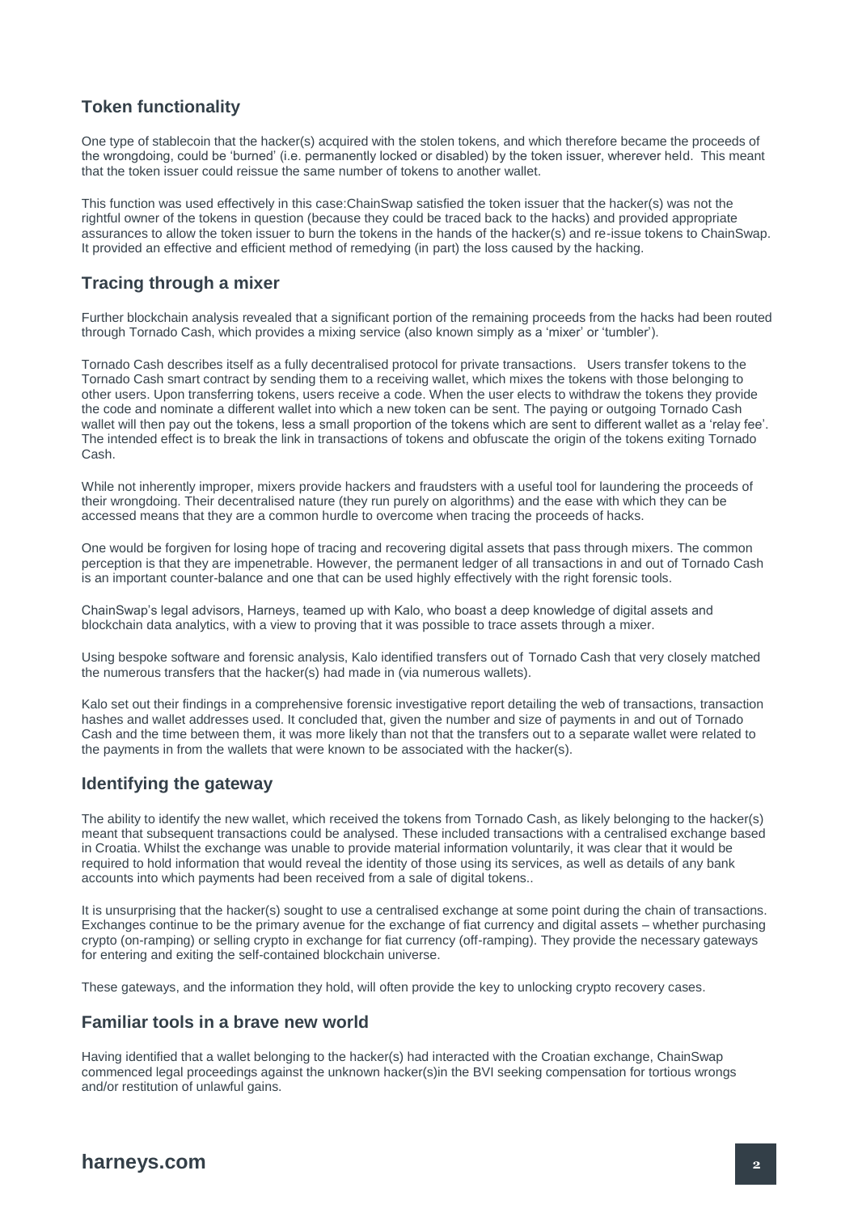## Token functionality

One type of stablecoin that the hacker(s) acquired with the stolen tokens, and which therefore became the proceeds of the wrongdoing, could be 'burned' (i.e. permanently locked or disabled) by the token issuer, wherever held. This meant that the token issuer could reissue the same number of tokens to another wallet.

This function was used effectively in this case:ChainSwap satisfied the token issuer that the hacker(s) was not the rightful owner of the tokens in question (because they could be traced back to the hacks) and provided appropriate assurances to allow the token issuer to burn the tokens in the hands of the hacker(s) and re-issue tokens to ChainSwap. It provided an effective and efficient method of remedying (in part) the loss caused by the hacking.

## Tracing through a mixer

Further blockchain analysis revealed that a significant portion of the remaining proceeds from the hacks had been routed through Tornado Cash, which provides a mixing service (also known simply as a 'mixer' or 'tumbler').

Tornado Cash describes itself as a fully decentralised protocol for private transactions. Users transfer tokens to the Tornado Cash smart contract by sending them to a receiving wallet, which mixes the tokens with those belonging to other users. Upon transferring tokens, users receive a code. When the user elects to withdraw the tokens they provide the code and nominate a different wallet into which a new token can be sent. The paying or outgoing Tornado Cash wallet will then pay out the tokens, less a small proportion of the tokens which are sent to different wallet as a 'relay fee'. The intended effect is to break the link in transactions of tokens and obfuscate the origin of the tokens exiting Tornado Cash.

While not inherently improper, mixers provide hackers and fraudsters with a useful tool for laundering the proceeds of their wrongdoing. Their decentralised nature (they run purely on algorithms) and the ease with which they can be accessed means that they are a common hurdle to overcome when tracing the proceeds of hacks.

One would be forgiven for losing hope of tracing and recovering digital assets that pass through mixers. The common perception is that they are impenetrable. However, the permanent ledger of all transactions in and out of Tornado Cash is an important counter-balance and one that can be used highly effectively with the right forensic tools.

ChainSwap's legal advisors, Harneys, teamed up with Kalo, who boast a deep knowledge of digital assets and blockchain data analytics, with a view to proving that it was possible to trace assets through a mixer.

Using bespoke software and forensic analysis, Kalo identified transfers out of Tornado Cash that very closely matched the numerous transfers that the hacker(s) had made in (via numerous wallets).

Kalo set out their findings in a comprehensive forensic investigative report detailing the web of transactions, transaction hashes and wallet addresses used. It concluded that, given the number and size of payments in and out of Tornado Cash and the time between them, it was more likely than not that the transfers out to a separate wallet were related to the payments in from the wallets that were known to be associated with the hacker(s).

## Identifying the gateway

The ability to identify the new wallet, which received the tokens from Tornado Cash, as likely belonging to the hacker(s) meant that subsequent transactions could be analysed. These included transactions with a centralised exchange based in Croatia. Whilst the exchange was unable to provide material information voluntarily, it was clear that it would be required to hold information that would reveal the identity of those using its services, as well as details of any bank accounts into which payments had been received from a sale of digital tokens..

It is unsurprising that the hacker(s) sought to use a centralised exchange at some point during the chain of transactions. Exchanges continue to be the primary avenue for the exchange of fiat currency and digital assets – whether purchasing crypto (on-ramping) or selling crypto in exchange for fiat currency (off-ramping). They provide the necessary gateways for entering and exiting the self-contained blockchain universe.

These gateways, and the information they hold, will often provide the key to unlocking crypto recovery cases.

## Familiar tools in a brave new world

Having identified that a wallet belonging to the hacker(s) had interacted with the Croatian exchange, ChainSwap commenced legal proceedings against the unknown hacker(s)in the BVI seeking compensation for tortious wrongs and/or restitution of unlawful gains.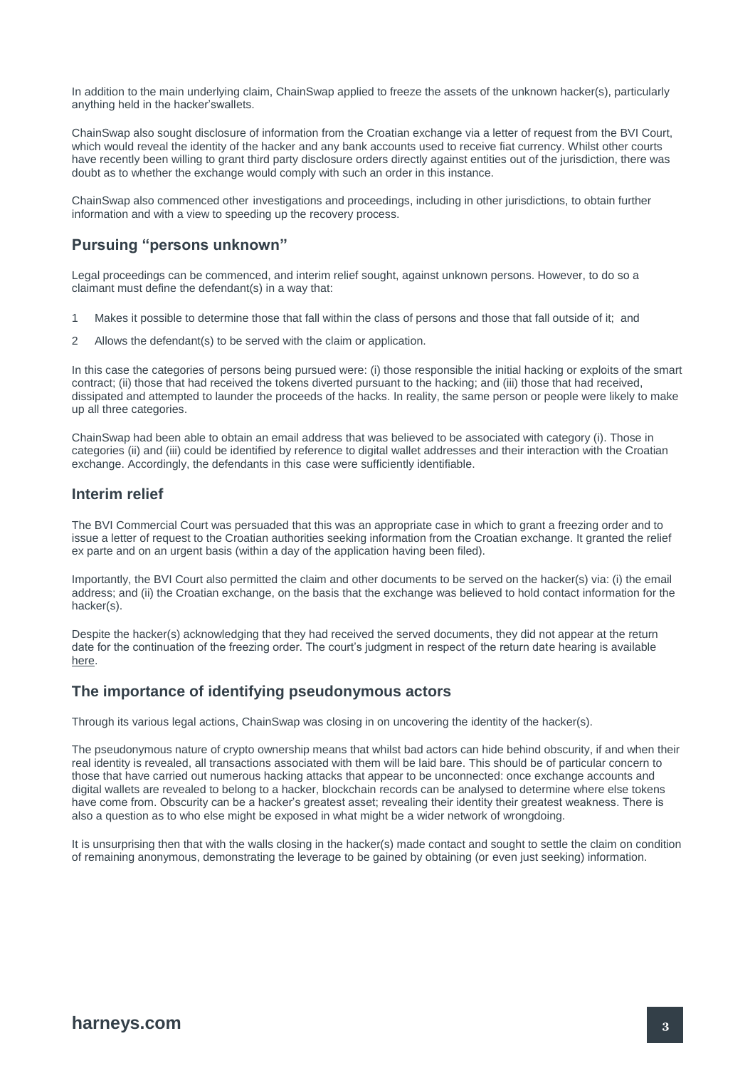In addition to the main underlying claim, ChainSwap applied to freeze the assets of the unknown hacker(s), particularly anything held in the hacker'swallets.

ChainSwap also sought disclosure of information from the Croatian exchange via a letter of request from the BVI Court, which would reveal the identity of the hacker and any bank accounts used to receive fiat currency. Whilst other courts have recently been willing to grant third party disclosure orders directly against entities out of the jurisdiction, there was doubt as to whether the exchange would comply with such an order in this instance.

ChainSwap also commenced other investigations and proceedings, including in other jurisdictions, to obtain further information and with a view to speeding up the recovery process.

## Pursuing "persons unknown"

Legal proceedings can be commenced, and interim relief sought, against unknown persons. However, to do so a claimant must define the defendant(s) in a way that:

1. Makes it possible to determine those that fall within the class of persons and those that fall outside of it; and
2. Allows the defendant(s) to be served with the claim or application.

In this case the categories of persons being pursued were: (i) those responsible the initial hacking or exploits of the smart contract; (ii) those that had received the tokens diverted pursuant to the hacking; and (iii) those that had received, dissipated and attempted to launder the proceeds of the hacks. In reality, the same person or people were likely to make up all three categories.

ChainSwap had been able to obtain an email address that was believed to be associated with category (i). Those in categories (ii) and (iii) could be identified by reference to digital wallet addresses and their interaction with the Croatian exchange. Accordingly, the defendants in this case were sufficiently identifiable.

## Interim relief

The BVI Commercial Court was persuaded that this was an appropriate case in which to grant a freezing order and to issue a letter of request to the Croatian authorities seeking information from the Croatian exchange. It granted the relief ex parte and on an urgent basis (within a day of the application having been filed).

Importantly, the BVI Court also permitted the claim and other documents to be served on the hacker(s) via: (i) the email address; and (ii) the Croatian exchange, on the basis that the exchange was believed to hold contact information for the hacker(s).

Despite the hacker(s) acknowledging that they had received the served documents, they did not appear at the return date for the continuation of the freezing order. The court's judgment in respect of the return date hearing is available here.

## The importance of identifying pseudonymous actors

Through its various legal actions, ChainSwap was closing in on uncovering the identity of the hacker(s).

The pseudonymous nature of crypto ownership means that whilst bad actors can hide behind obscurity, if and when their real identity is revealed, all transactions associated with them will be laid bare. This should be of particular concern to those that have carried out numerous hacking attacks that appear to be unconnected: once exchange accounts and digital wallets are revealed to belong to a hacker, blockchain records can be analysed to determine where else tokens have come from. Obscurity can be a hacker's greatest asset; revealing their identity their greatest weakness. There is also a question as to who else might be exposed in what might be a wider network of wrongdoing.

It is unsurprising then that with the walls closing in the hacker(s) made contact and sought to settle the claim on condition of remaining anonymous, demonstrating the leverage to be gained by obtaining (or even just seeking) information.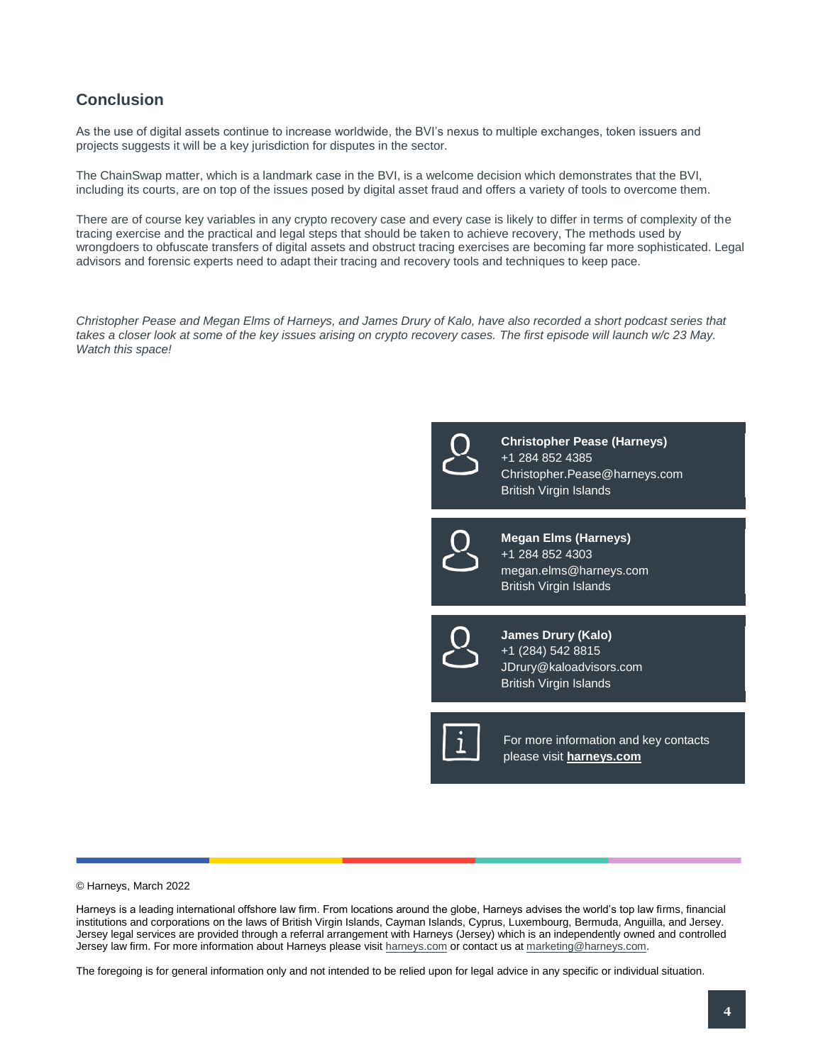## Conclusion

As the use of digital assets continue to increase worldwide, the BVI's nexus to multiple exchanges, token issuers and projects suggests it will be a key jurisdiction for disputes in the sector.

The ChainSwap matter, which is a landmark case in the BVI, is a welcome decision which demonstrates that the BVI, including its courts, are on top of the issues posed by digital asset fraud and offers a variety of tools to overcome them.

There are of course key variables in any crypto recovery case and every case is likely to differ in terms of complexity of the tracing exercise and the practical and legal steps that should be taken to achieve recovery, The methods used by wrongdoers to obfuscate transfers of digital assets and obstruct tracing exercises are becoming far more sophisticated. Legal advisors and forensic experts need to adapt their tracing and recovery tools and techniques to keep pace.

*Christopher Pease and Megan Elms of Harneys, and James Drury of Kalo, have also recorded a short podcast series that takes a closer look at some of the key issues arising on crypto recovery cases. The first episode will launch w/c 23 May. Watch this space!*

**Christopher Pease (Harneys)**
+1 284 852 4385
Christopher.Pease@harneys.com
British Virgin Islands

**Megan Elms (Harneys)**
+1 284 852 4303
megan.elms@harneys.com
British Virgin Islands

**James Drury (Kalo)**
+1 (284) 542 8815
JDrury@kaloadvisors.com
British Virgin Islands

For more information and key contacts please visit **harneys.com**

© Harneys, March 2022

Harneys is a leading international offshore law firm. From locations around the globe, Harneys advises the world's top law firms, financial institutions and corporations on the laws of British Virgin Islands, Cayman Islands, Cyprus, Luxembourg, Bermuda, Anguilla, and Jersey. Jersey legal services are provided through a referral arrangement with Harneys (Jersey) which is an independently owned and controlled Jersey law firm. For more information about Harneys please visit harneys.com or contact us at marketing@harneys.com.

The foregoing is for general information only and not intended to be relied upon for legal advice in any specific or individual situation.